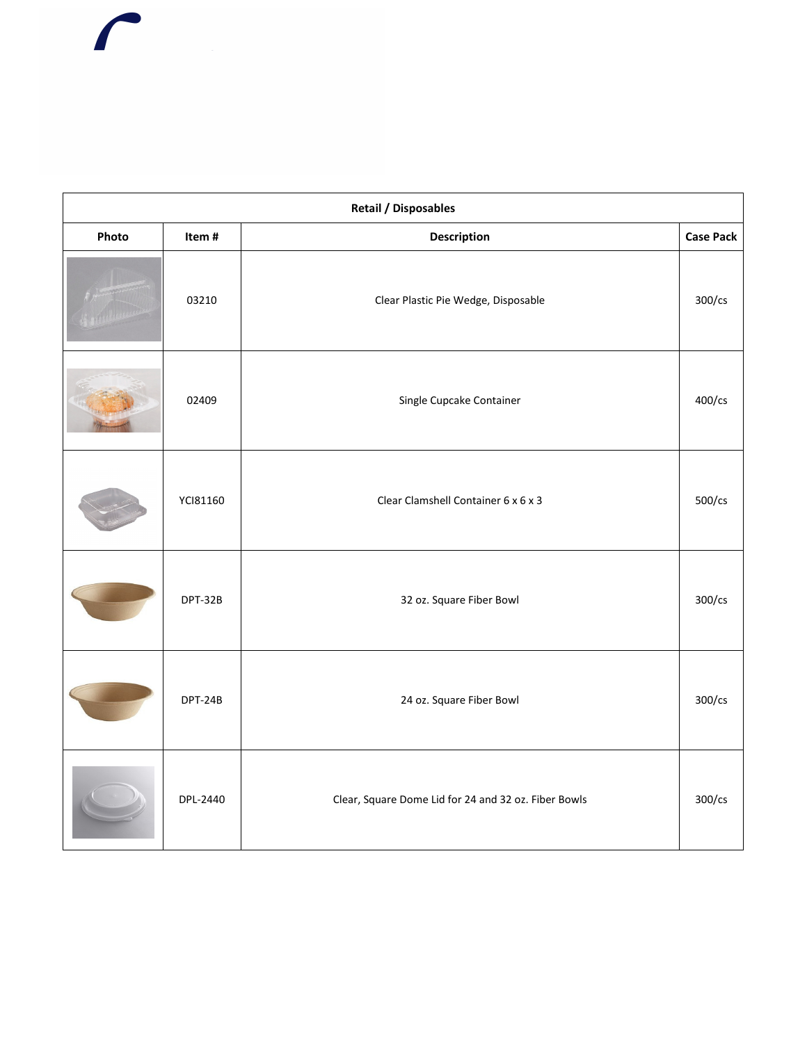| Retail / Disposables | | | |
|---|---|---|---|
| **Photo** | **Item #** | **Description** | **Case Pack** |
| | 03210 | Clear Plastic Pie Wedge, Disposable | 300/cs |
| | 02409 | Single Cupcake Container | 400/cs |
| | YCI81160 | Clear Clamshell Container 6 x 6 x 3 | 500/cs |
| | DPT-32B | 32 oz. Square Fiber Bowl | 300/cs |
| | DPT-24B | 24 oz. Square Fiber Bowl | 300/cs |
| | DPL-2440 | Clear, Square Dome Lid for 24 and 32 oz. Fiber Bowls | 300/cs |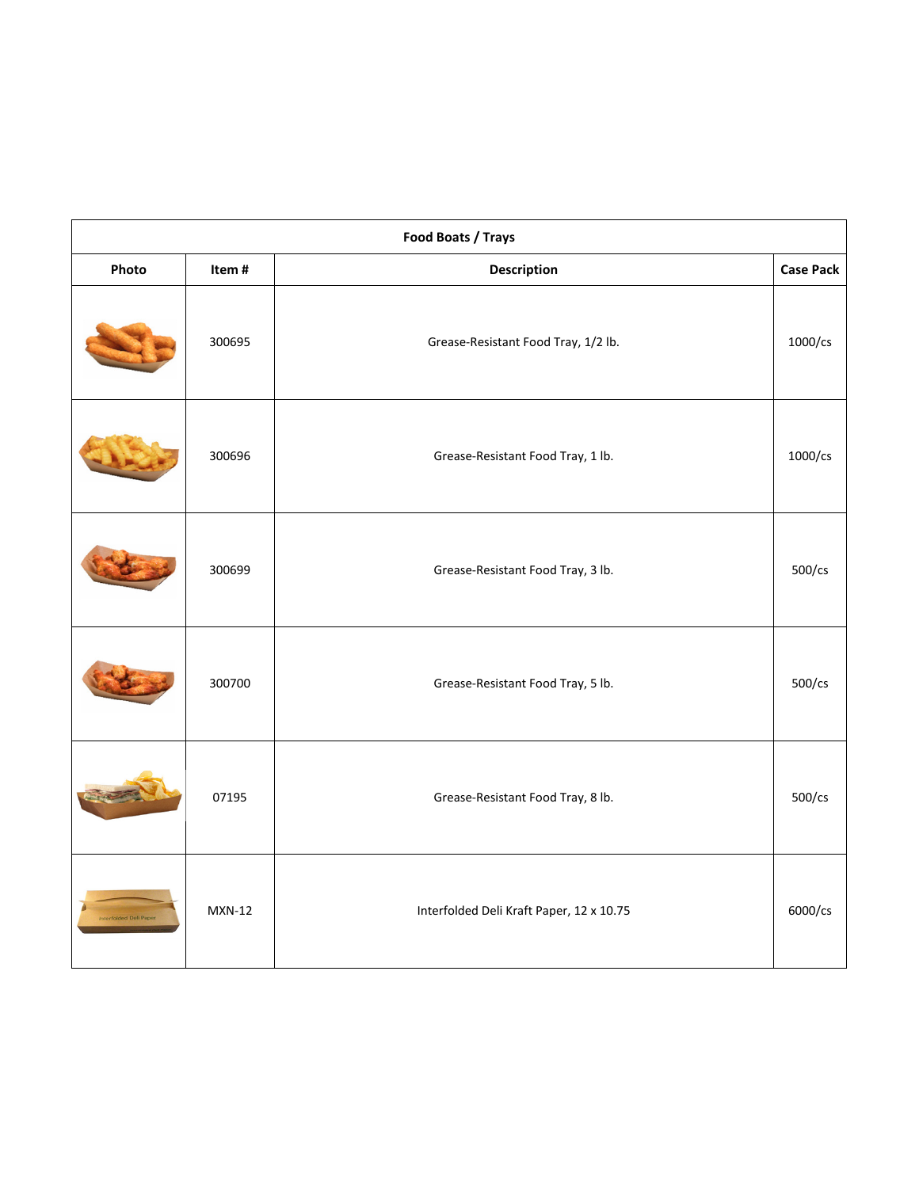| Food Boats / Trays | | | |
|---|---|---|---|
| Photo | Item # | Description | Case Pack |
| | 300695 | Grease-Resistant Food Tray, 1/2 lb. | 1000/cs |
| | 300696 | Grease-Resistant Food Tray, 1 lb. | 1000/cs |
| | 300699 | Grease-Resistant Food Tray, 3 lb. | 500/cs |
| | 300700 | Grease-Resistant Food Tray, 5 lb. | 500/cs |
| | 07195 | Grease-Resistant Food Tray, 8 lb. | 500/cs |
| | MXN-12 | Interfolded Deli Kraft Paper, 12 x 10.75 | 6000/cs |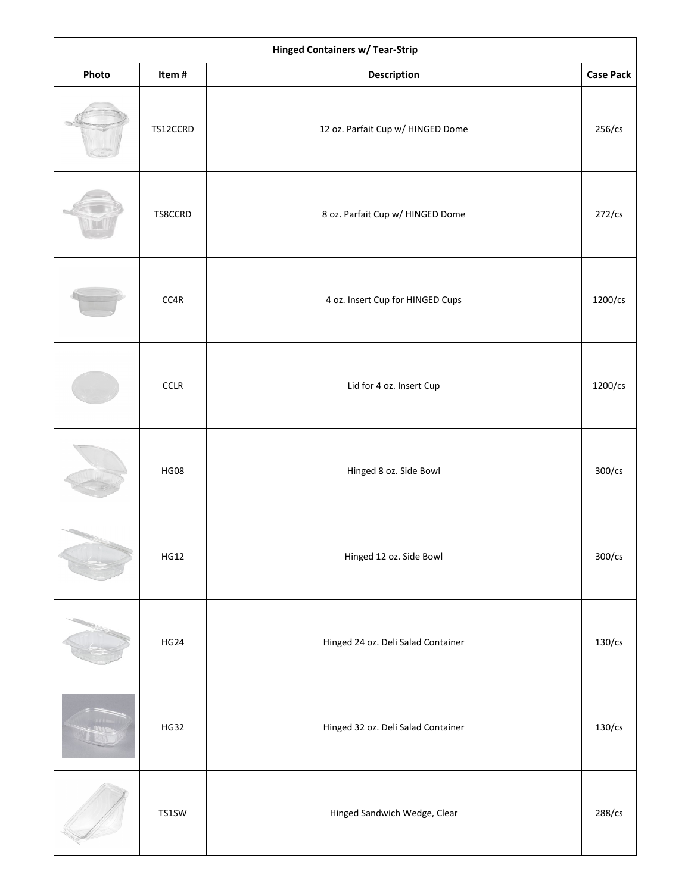| Hinged Containers w/ Tear-Strip | | | |
|---|---|---|---|
| Photo | Item # | Description | Case Pack |
| | TS12CCRD | 12 oz. Parfait Cup w/ HINGED Dome | 256/cs |
| | TS8CCRD | 8 oz. Parfait Cup w/ HINGED Dome | 272/cs |
| | CC4R | 4 oz. Insert Cup for HINGED Cups | 1200/cs |
| | CCLR | Lid for 4 oz. Insert Cup | 1200/cs |
| | HG08 | Hinged 8 oz. Side Bowl | 300/cs |
| | HG12 | Hinged 12 oz. Side Bowl | 300/cs |
| | HG24 | Hinged 24 oz. Deli Salad Container | 130/cs |
| | HG32 | Hinged 32 oz. Deli Salad Container | 130/cs |
| | TS1SW | Hinged Sandwich Wedge, Clear | 288/cs |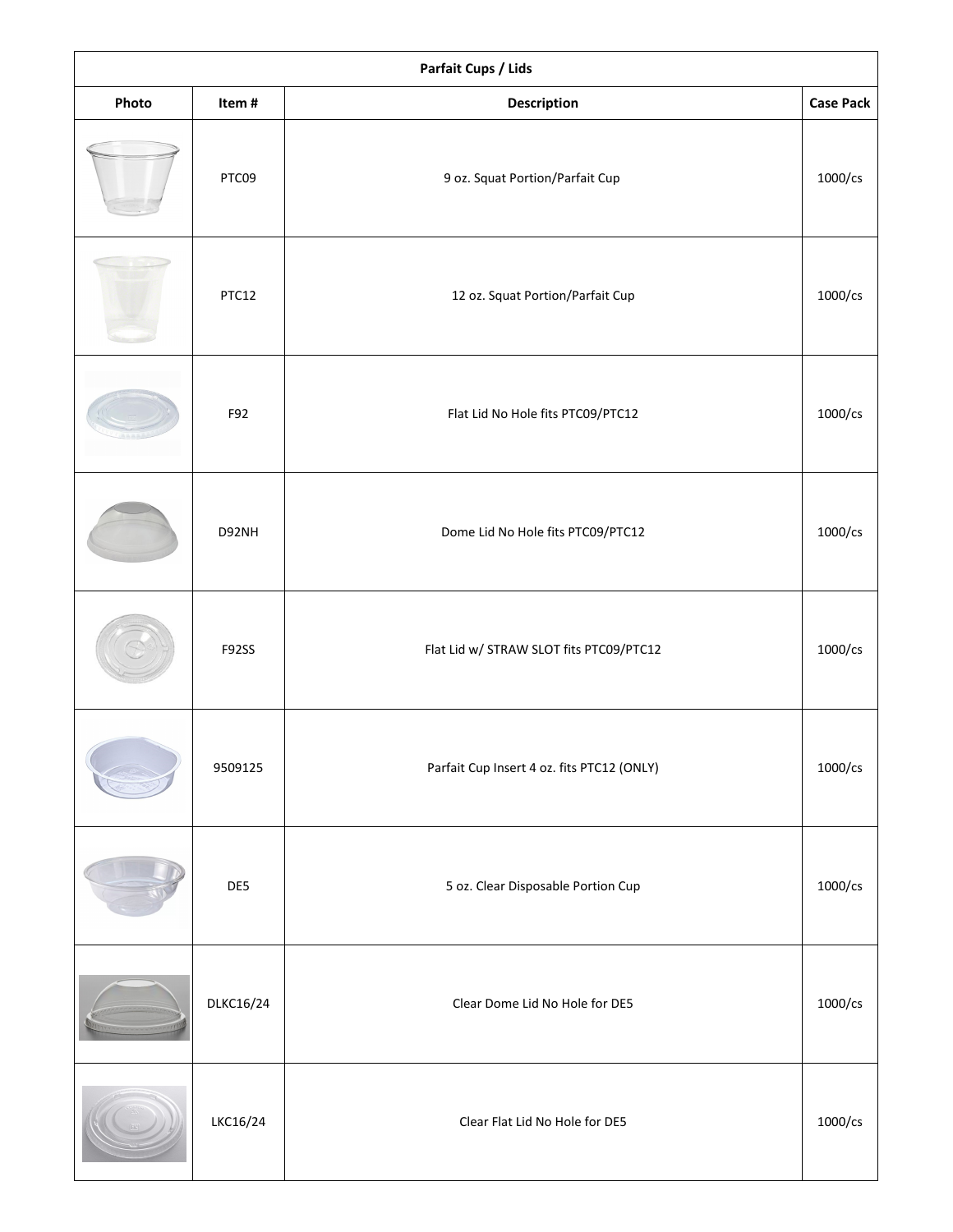| Parfait Cups / Lids | | | |
|---|---|---|---|
| Photo | Item # | Description | Case Pack |
| | PTC09 | 9 oz. Squat Portion/Parfait Cup | 1000/cs |
| | PTC12 | 12 oz. Squat Portion/Parfait Cup | 1000/cs |
| | F92 | Flat Lid No Hole fits PTC09/PTC12 | 1000/cs |
| | D92NH | Dome Lid No Hole fits PTC09/PTC12 | 1000/cs |
| | F92SS | Flat Lid w/ STRAW SLOT fits PTC09/PTC12 | 1000/cs |
| | 9509125 | Parfait Cup Insert 4 oz. fits PTC12 (ONLY) | 1000/cs |
| | DE5 | 5 oz. Clear Disposable Portion Cup | 1000/cs |
| | DLKC16/24 | Clear Dome Lid No Hole for DE5 | 1000/cs |
| | LKC16/24 | Clear Flat Lid No Hole for DE5 | 1000/cs |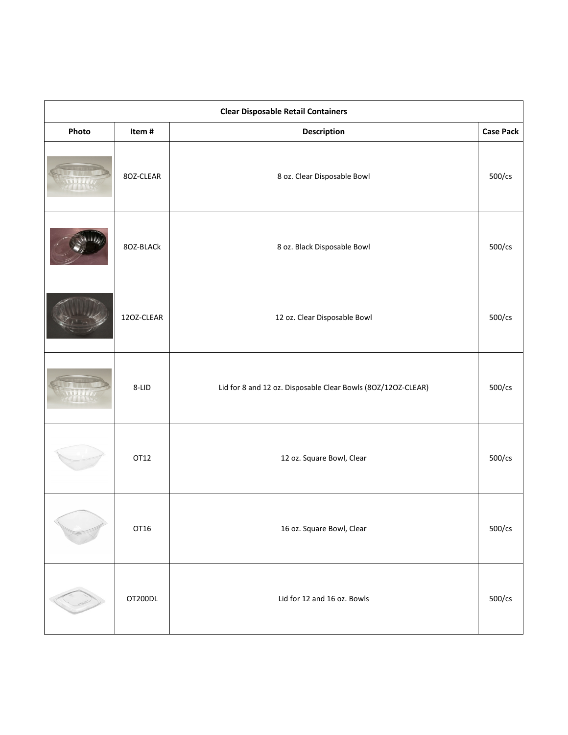| Clear Disposable Retail Containers | | | |
|---|---|---|---|
| **Photo** | **Item #** | **Description** | **Case Pack** |
| | 8OZ-CLEAR | 8 oz. Clear Disposable Bowl | 500/cs |
| | 8OZ-BLACk | 8 oz. Black Disposable Bowl | 500/cs |
| | 12OZ-CLEAR | 12 oz. Clear Disposable Bowl | 500/cs |
| | 8-LID | Lid for 8 and 12 oz. Disposable Clear Bowls (8OZ/12OZ-CLEAR) | 500/cs |
| | OT12 | 12 oz. Square Bowl, Clear | 500/cs |
| | OT16 | 16 oz. Square Bowl, Clear | 500/cs |
| | OT200DL | Lid for 12 and 16 oz. Bowls | 500/cs |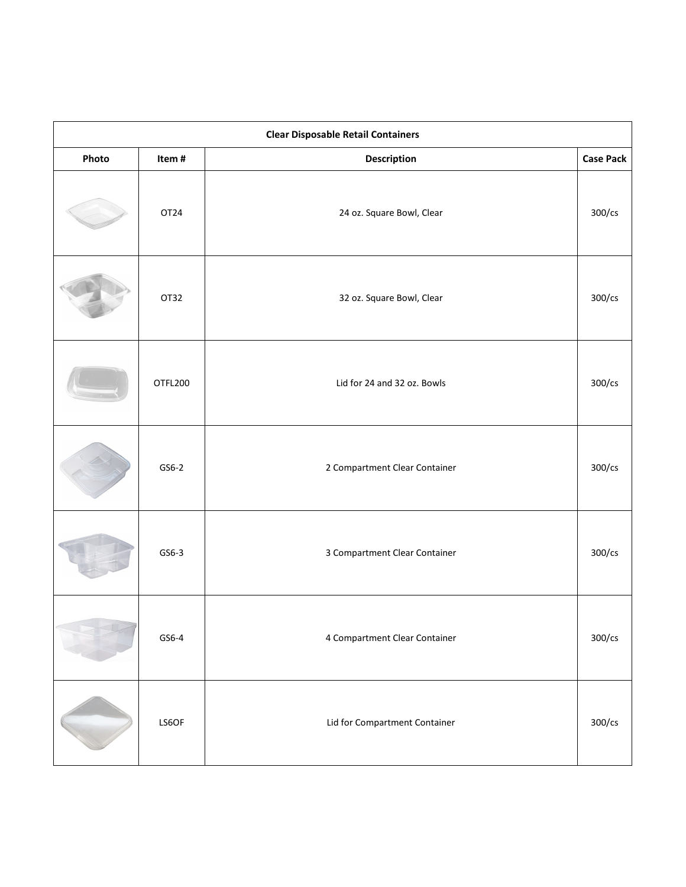| Clear Disposable Retail Containers | | | |
|---|---|---|---|
| Photo | Item # | Description | Case Pack |
| | OT24 | 24 oz. Square Bowl, Clear | 300/cs |
| | OT32 | 32 oz. Square Bowl, Clear | 300/cs |
| | OTFL200 | Lid for 24 and 32 oz. Bowls | 300/cs |
| | GS6-2 | 2 Compartment Clear Container | 300/cs |
| | GS6-3 | 3 Compartment Clear Container | 300/cs |
| | GS6-4 | 4 Compartment Clear Container | 300/cs |
| | LS6OF | Lid for Compartment Container | 300/cs |